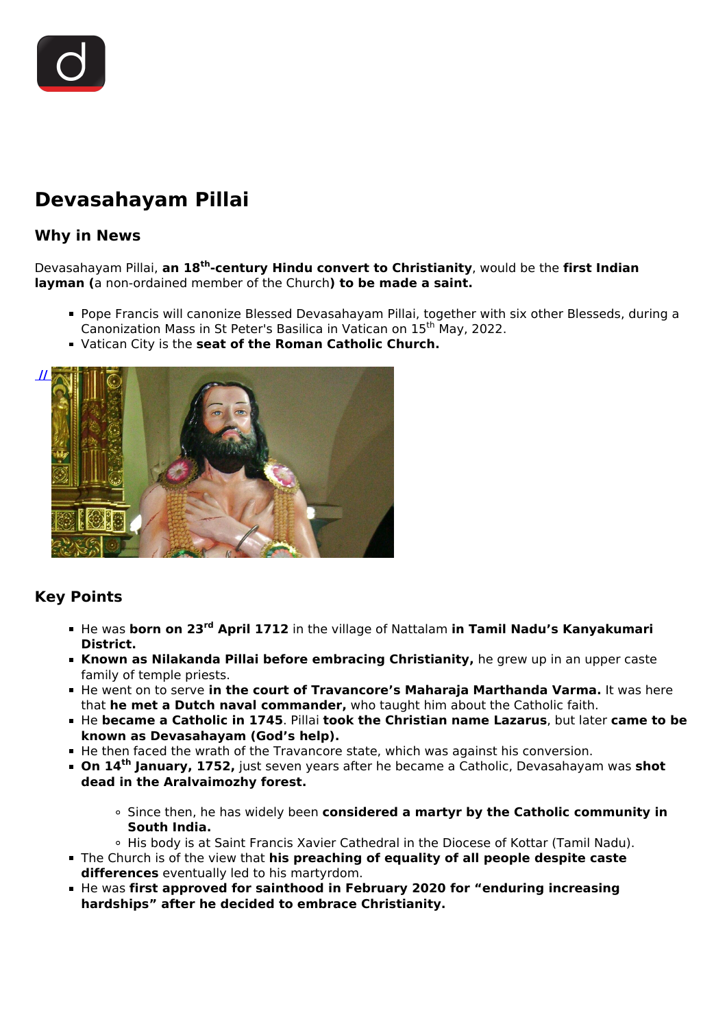# Devasahayam Pillai

## Why in News

Devasahayam Pillai, **an 18th-century Hindu convert to Christianity**, would be the **first Indian layman (**a non-ordained member of the Church**) to be made a saint.**

- Pope Francis will canonize Blessed Devasahayam Pillai, together with six other Blesseds, during a Canonization Mass in St Peter's Basilica in Vatican on 15th May, 2022.
- Vatican City is the **seat of the Roman Catholic Church.**

## Key Points

- He was **born on 23rd April 1712** in the village of Nattalam **in Tamil Nadu's Kanyakumari District.**
- **Known as Nilakanda Pillai before embracing Christianity,** he grew up in an upper caste family of temple priests.
- He went on to serve **in the court of Travancore's Maharaja Marthanda Varma.** It was here that **he met a Dutch naval commander,** who taught him about the Catholic faith.
- He **became a Catholic in 1745**. Pillai **took the Christian name Lazarus**, but later **came to be known as Devasahayam (God's help).**
- He then faced the wrath of the Travancore state, which was against his conversion.
- **On 14th January, 1752,** just seven years after he became a Catholic, Devasahayam was **shot dead in the Aralvaimozhy forest.**
    - Since then, he has widely been **considered a martyr by the Catholic community in South India.**
    - His body is at Saint Francis Xavier Cathedral in the Diocese of Kottar (Tamil Nadu).
- The Church is of the view that **his preaching of equality of all people despite caste differences** eventually led to his martyrdom.
- He was **first approved for sainthood in February 2020 for "enduring increasing hardships" after he decided to embrace Christianity.**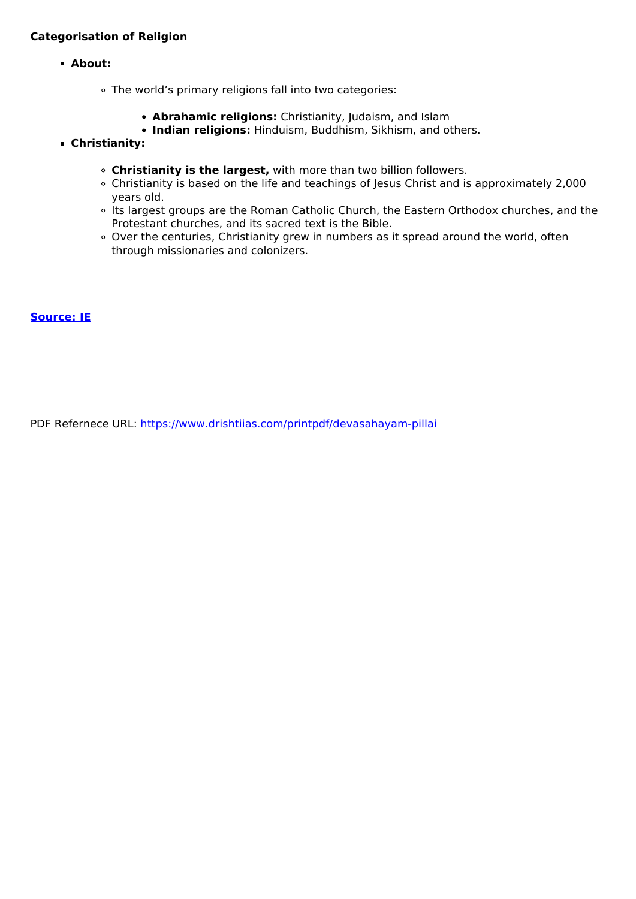**Categorisation of Religion**

- **About:**
  - The world's primary religions fall into two categories:
    - **Abrahamic religions:** Christianity, Judaism, and Islam
    - **Indian religions:** Hinduism, Buddhism, Sikhism, and others.
- **Christianity:**
  - **Christianity is the largest,** with more than two billion followers.
  - Christianity is based on the life and teachings of Jesus Christ and is approximately 2,000 years old.
  - Its largest groups are the Roman Catholic Church, the Eastern Orthodox churches, and the Protestant churches, and its sacred text is the Bible.
  - Over the centuries, Christianity grew in numbers as it spread around the world, often through missionaries and colonizers.

**Source: IE**

PDF Refernece URL: https://www.drishtiias.com/printpdf/devasahayam-pillai